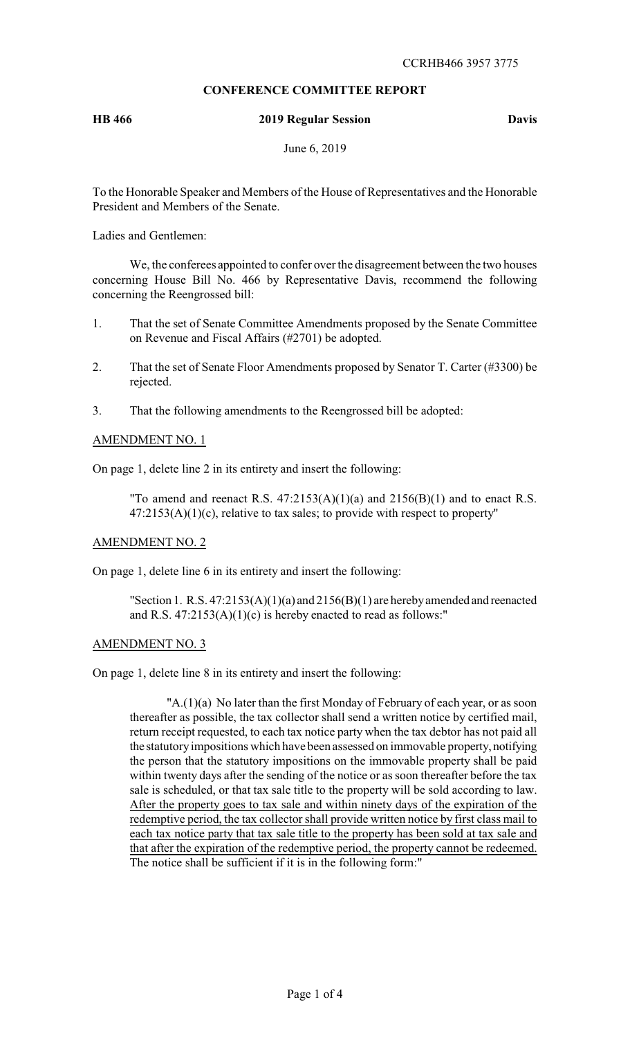CCRHB466 3957 3775

**CONFERENCE COMMITTEE REPORT**

**HB 466** **2019 Regular Session** **Davis**

June 6, 2019

To the Honorable Speaker and Members of the House of Representatives and the Honorable President and Members of the Senate.

Ladies and Gentlemen:

We, the conferees appointed to confer over the disagreement between the two houses concerning House Bill No. 466 by Representative Davis, recommend the following concerning the Reengrossed bill:

1. That the set of Senate Committee Amendments proposed by the Senate Committee on Revenue and Fiscal Affairs (#2701) be adopted.

2. That the set of Senate Floor Amendments proposed by Senator T. Carter (#3300) be rejected.

3. That the following amendments to the Reengrossed bill be adopted:

AMENDMENT NO. 1

On page 1, delete line 2 in its entirety and insert the following:

"To amend and reenact R.S. 47:2153(A)(1)(a) and 2156(B)(1) and to enact R.S. 47:2153(A)(1)(c), relative to tax sales; to provide with respect to property"

AMENDMENT NO. 2

On page 1, delete line 6 in its entirety and insert the following:

"Section 1. R.S. 47:2153(A)(1)(a) and 2156(B)(1) are hereby amended and reenacted and R.S. 47:2153(A)(1)(c) is hereby enacted to read as follows:"

AMENDMENT NO. 3

On page 1, delete line 8 in its entirety and insert the following:

"A.(1)(a) No later than the first Monday of February of each year, or as soon thereafter as possible, the tax collector shall send a written notice by certified mail, return receipt requested, to each tax notice party when the tax debtor has not paid all the statutory impositions which have been assessed on immovable property, notifying the person that the statutory impositions on the immovable property shall be paid within twenty days after the sending of the notice or as soon thereafter before the tax sale is scheduled, or that tax sale title to the property will be sold according to law. After the property goes to tax sale and within ninety days of the expiration of the redemptive period, the tax collector shall provide written notice by first class mail to each tax notice party that tax sale title to the property has been sold at tax sale and that after the expiration of the redemptive period, the property cannot be redeemed. The notice shall be sufficient if it is in the following form:"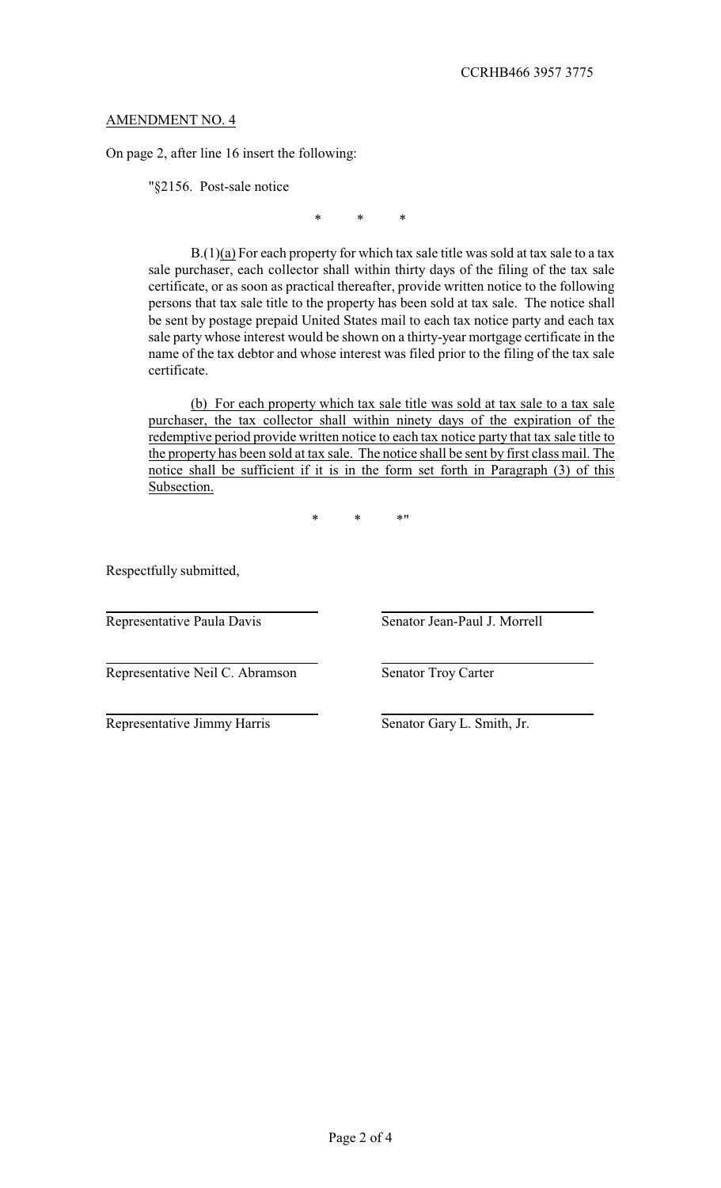CCRHB466 3957 3775

AMENDMENT NO. 4

On page 2, after line 16 insert the following:

"§2156. Post-sale notice

\* \* \*

B.(1)(a) For each property for which tax sale title was sold at tax sale to a tax sale purchaser, each collector shall within thirty days of the filing of the tax sale certificate, or as soon as practical thereafter, provide written notice to the following persons that tax sale title to the property has been sold at tax sale. The notice shall be sent by postage prepaid United States mail to each tax notice party and each tax sale party whose interest would be shown on a thirty-year mortgage certificate in the name of the tax debtor and whose interest was filed prior to the filing of the tax sale certificate.

(b) For each property which tax sale title was sold at tax sale to a tax sale purchaser, the tax collector shall within ninety days of the expiration of the redemptive period provide written notice to each tax notice party that tax sale title to the property has been sold at tax sale. The notice shall be sent by first class mail. The notice shall be sufficient if it is in the form set forth in Paragraph (3) of this Subsection.

\* \* \*"

Respectfully submitted,

| | |
|---|---|
| Representative Paula Davis | Senator Jean-Paul J. Morrell |
| Representative Neil C. Abramson | Senator Troy Carter |
| Representative Jimmy Harris | Senator Gary L. Smith, Jr. |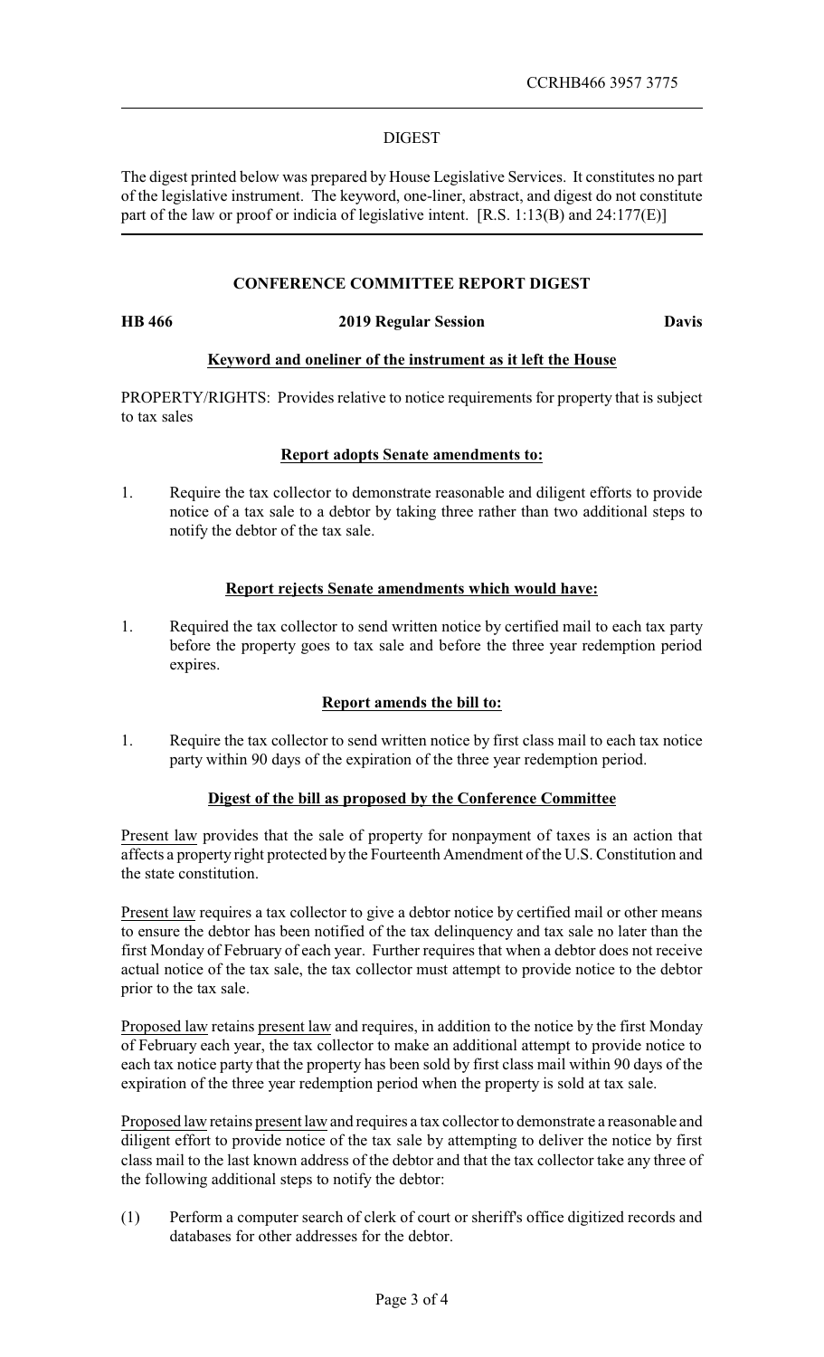CCRHB466 3957 3775

## DIGEST

The digest printed below was prepared by House Legislative Services. It constitutes no part of the legislative instrument. The keyword, one-liner, abstract, and digest do not constitute part of the law or proof or indicia of legislative intent. [R.S. 1:13(B) and 24:177(E)]

### CONFERENCE COMMITTEE REPORT DIGEST

**HB 466** **2019 Regular Session** **Davis**

**Keyword and oneliner of the instrument as it left the House**

PROPERTY/RIGHTS: Provides relative to notice requirements for property that is subject to tax sales

**Report adopts Senate amendments to:**

1. Require the tax collector to demonstrate reasonable and diligent efforts to provide notice of a tax sale to a debtor by taking three rather than two additional steps to notify the debtor of the tax sale.

**Report rejects Senate amendments which would have:**

1. Required the tax collector to send written notice by certified mail to each tax party before the property goes to tax sale and before the three year redemption period expires.

**Report amends the bill to:**

1. Require the tax collector to send written notice by first class mail to each tax notice party within 90 days of the expiration of the three year redemption period.

**Digest of the bill as proposed by the Conference Committee**

Present law provides that the sale of property for nonpayment of taxes is an action that affects a property right protected by the Fourteenth Amendment of the U.S. Constitution and the state constitution.

Present law requires a tax collector to give a debtor notice by certified mail or other means to ensure the debtor has been notified of the tax delinquency and tax sale no later than the first Monday of February of each year. Further requires that when a debtor does not receive actual notice of the tax sale, the tax collector must attempt to provide notice to the debtor prior to the tax sale.

Proposed law retains present law and requires, in addition to the notice by the first Monday of February each year, the tax collector to make an additional attempt to provide notice to each tax notice party that the property has been sold by first class mail within 90 days of the expiration of the three year redemption period when the property is sold at tax sale.

Proposed law retains present law and requires a tax collector to demonstrate a reasonable and diligent effort to provide notice of the tax sale by attempting to deliver the notice by first class mail to the last known address of the debtor and that the tax collector take any three of the following additional steps to notify the debtor:

(1) Perform a computer search of clerk of court or sheriff's office digitized records and databases for other addresses for the debtor.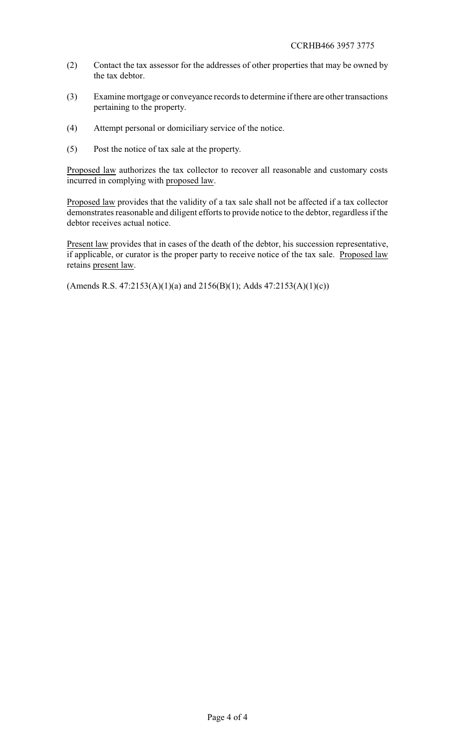(2) Contact the tax assessor for the addresses of other properties that may be owned by the tax debtor.

(3) Examine mortgage or conveyance records to determine if there are other transactions pertaining to the property.

(4) Attempt personal or domiciliary service of the notice.

(5) Post the notice of tax sale at the property.

Proposed law authorizes the tax collector to recover all reasonable and customary costs incurred in complying with proposed law.

Proposed law provides that the validity of a tax sale shall not be affected if a tax collector demonstrates reasonable and diligent efforts to provide notice to the debtor, regardless if the debtor receives actual notice.

Present law provides that in cases of the death of the debtor, his succession representative, if applicable, or curator is the proper party to receive notice of the tax sale. Proposed law retains present law.

(Amends R.S. 47:2153(A)(1)(a) and 2156(B)(1); Adds 47:2153(A)(1)(c))